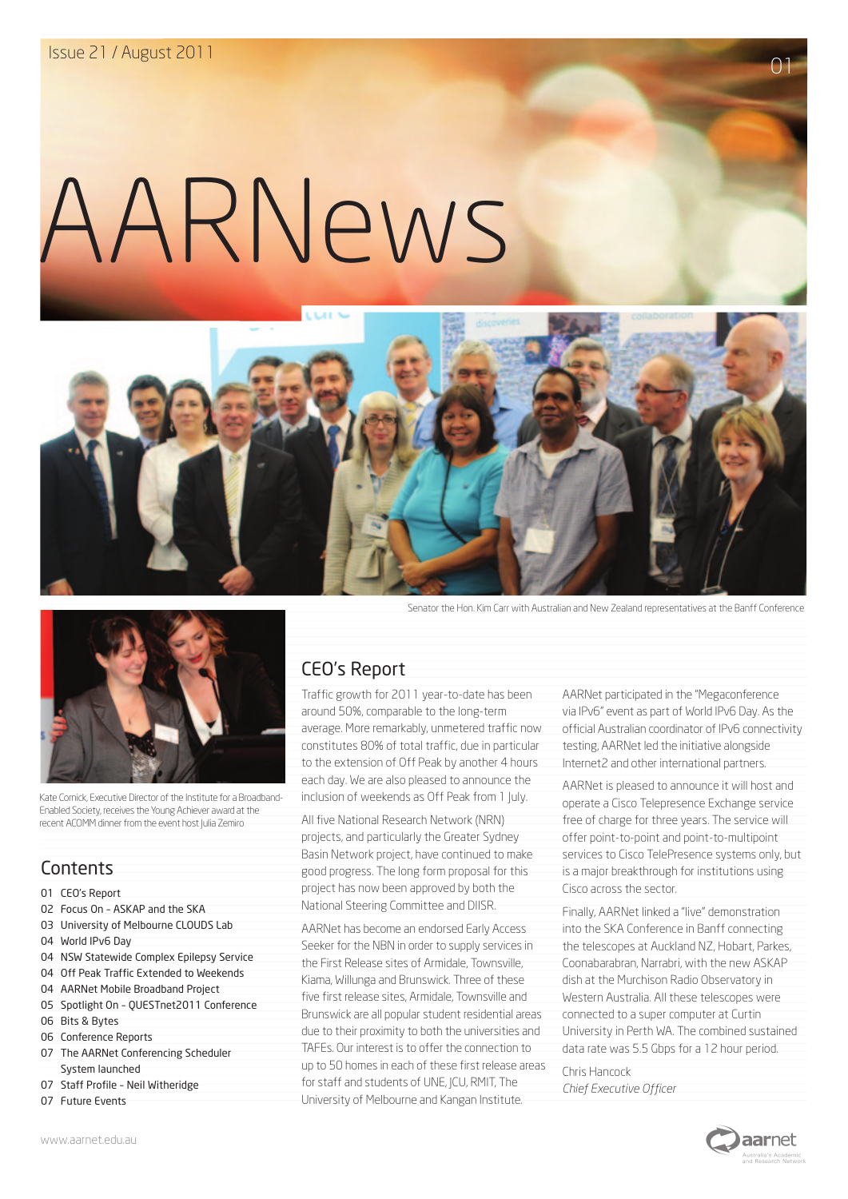Issue 21 / August 2011

# AARNews

Senator the Hon. Kim Carr with Australian and New Zealand representatives at the Banff Conference

Kate Cornick, Executive Director of the Institute for a Broadband-Enabled Society, receives the Young Achiever award at the recent ACOMM dinner from the event host Julia Zemiro

## Contents

- 01 CEO's Report
- 02 Focus On – ASKAP and the SKA
- 03 University of Melbourne CLOUDS Lab
- 04 World IPv6 Day
- 04 NSW Statewide Complex Epilepsy Service
- 04 Off Peak Traffic Extended to Weekends
- 04 AARNet Mobile Broadband Project
- 05 Spotlight On – QUESTnet2011 Conference
- 06 Bits & Bytes
- 06 Conference Reports
- 07 The AARNet Conferencing Scheduler System launched
- 07 Staff Profile – Neil Witheridge
- 07 Future Events

## CEO's Report

Traffic growth for 2011 year-to-date has been around 50%, comparable to the long-term average. More remarkably, unmetered traffic now constitutes 80% of total traffic, due in particular to the extension of Off Peak by another 4 hours each day. We are also pleased to announce the inclusion of weekends as Off Peak from 1 July.

All five National Research Network (NRN) projects, and particularly the Greater Sydney Basin Network project, have continued to make good progress. The long form proposal for this project has now been approved by both the National Steering Committee and DIISR.

AARNet has become an endorsed Early Access Seeker for the NBN in order to supply services in the First Release sites of Armidale, Townsville, Kiama, Willunga and Brunswick. Three of these five first release sites, Armidale, Townsville and Brunswick are all popular student residential areas due to their proximity to both the universities and TAFEs. Our interest is to offer the connection to up to 50 homes in each of these first release areas for staff and students of UNE, JCU, RMIT, The University of Melbourne and Kangan Institute.

AARNet participated in the "Megaconference via IPv6" event as part of World IPv6 Day. As the official Australian coordinator of IPv6 connectivity testing, AARNet led the initiative alongside Internet2 and other international partners.

AARNet is pleased to announce it will host and operate a Cisco Telepresence Exchange service free of charge for three years. The service will offer point-to-point and point-to-multipoint services to Cisco TelePresence systems only, but is a major breakthrough for institutions using Cisco across the sector.

Finally, AARNet linked a "live" demonstration into the SKA Conference in Banff connecting the telescopes at Auckland NZ, Hobart, Parkes, Coonabarabran, Narrabri, with the new ASKAP dish at the Murchison Radio Observatory in Western Australia. All these telescopes were connected to a super computer at Curtin University in Perth WA. The combined sustained data rate was 5.5 Gbps for a 12 hour period.

Chris Hancock
*Chief Executive Officer*

www.aarnet.edu.au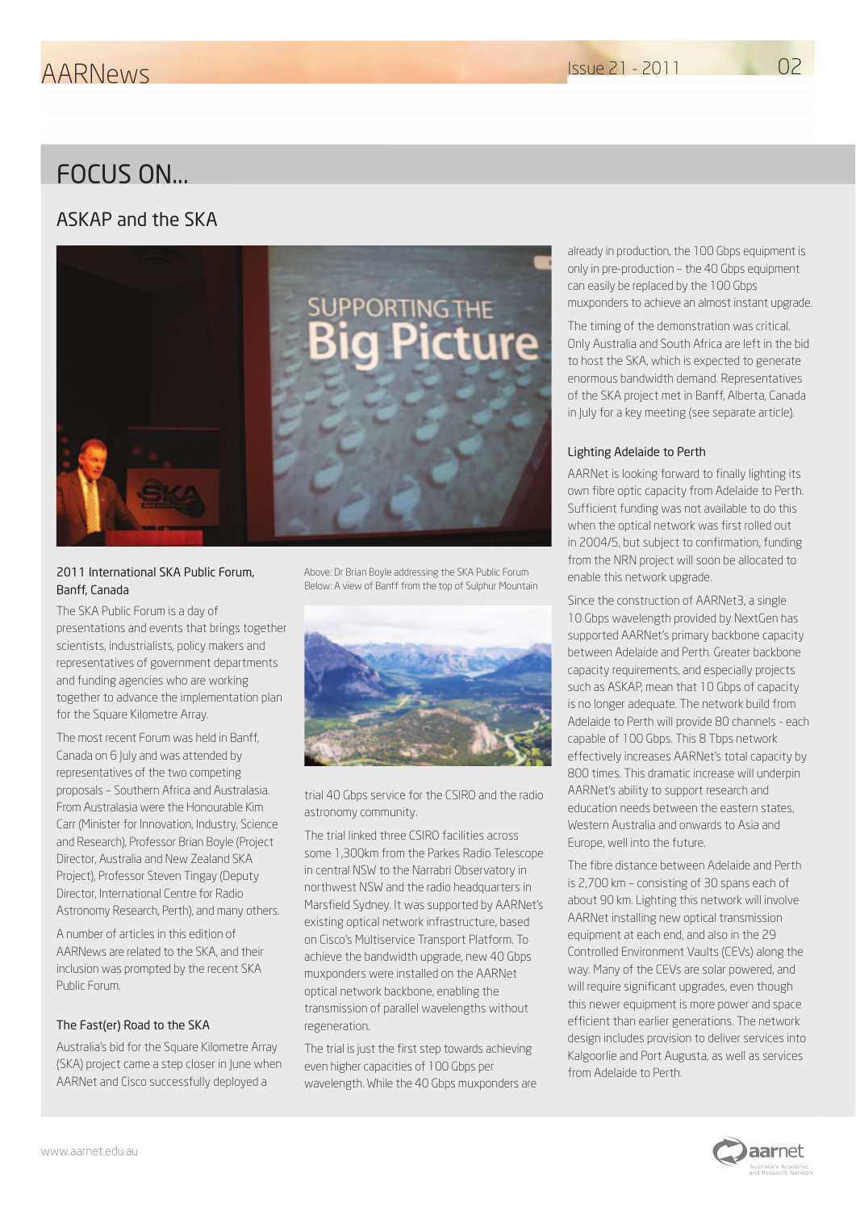# FOCUS ON...

## ASKAP and the SKA

Above: Dr Brian Boyle addressing the SKA Public Forum
Below: A view of Banff from the top of Sulphur Mountain

### 2011 International SKA Public Forum, Banff, Canada

The SKA Public Forum is a day of presentations and events that brings together scientists, industrialists, policy makers and representatives of government departments and funding agencies who are working together to advance the implementation plan for the Square Kilometre Array.

The most recent Forum was held in Banff, Canada on 6 July and was attended by representatives of the two competing proposals – Southern Africa and Australasia. From Australasia were the Honourable Kim Carr (Minister for Innovation, Industry, Science and Research), Professor Brian Boyle (Project Director, Australia and New Zealand SKA Project), Professor Steven Tingay (Deputy Director, International Centre for Radio Astronomy Research, Perth), and many others.

A number of articles in this edition of AARNews are related to the SKA, and their inclusion was prompted by the recent SKA Public Forum.

### The Fast(er) Road to the SKA

Australia's bid for the Square Kilometre Array (SKA) project came a step closer in June when AARNet and Cisco successfully deployed a trial 40 Gbps service for the CSIRO and the radio astronomy community.

The trial linked three CSIRO facilities across some 1,300km from the Parkes Radio Telescope in central NSW to the Narrabri Observatory in northwest NSW and the radio headquarters in Marsfield Sydney. It was supported by AARNet's existing optical network infrastructure, based on Cisco's Multiservice Transport Platform. To achieve the bandwidth upgrade, new 40 Gbps muxponders were installed on the AARNet optical network backbone, enabling the transmission of parallel wavelengths without regeneration.

The trial is just the first step towards achieving even higher capacities of 100 Gbps per wavelength. While the 40 Gbps muxponders are already in production, the 100 Gbps equipment is only in pre-production – the 40 Gbps equipment can easily be replaced by the 100 Gbps muxponders to achieve an almost instant upgrade.

The timing of the demonstration was critical. Only Australia and South Africa are left in the bid to host the SKA, which is expected to generate enormous bandwidth demand. Representatives of the SKA project met in Banff, Alberta, Canada in July for a key meeting (see separate article).

### Lighting Adelaide to Perth

AARNet is looking forward to finally lighting its own fibre optic capacity from Adelaide to Perth. Sufficient funding was not available to do this when the optical network was first rolled out in 2004/5, but subject to confirmation, funding from the NRN project will soon be allocated to enable this network upgrade.

Since the construction of AARNet3, a single 10 Gbps wavelength provided by NextGen has supported AARNet's primary backbone capacity between Adelaide and Perth. Greater backbone capacity requirements, and especially projects such as ASKAP, mean that 10 Gbps of capacity is no longer adequate. The network build from Adelaide to Perth will provide 80 channels - each capable of 100 Gbps. This 8 Tbps network effectively increases AARNet's total capacity by 800 times. This dramatic increase will underpin AARNet's ability to support research and education needs between the eastern states, Western Australia and onwards to Asia and Europe, well into the future.

The fibre distance between Adelaide and Perth is 2,700 km – consisting of 30 spans each of about 90 km. Lighting this network will involve AARNet installing new optical transmission equipment at each end, and also in the 29 Controlled Environment Vaults (CEVs) along the way. Many of the CEVs are solar powered, and will require significant upgrades, even though this newer equipment is more power and space efficient than earlier generations. The network design includes provision to deliver services into Kalgoorlie and Port Augusta, as well as services from Adelaide to Perth.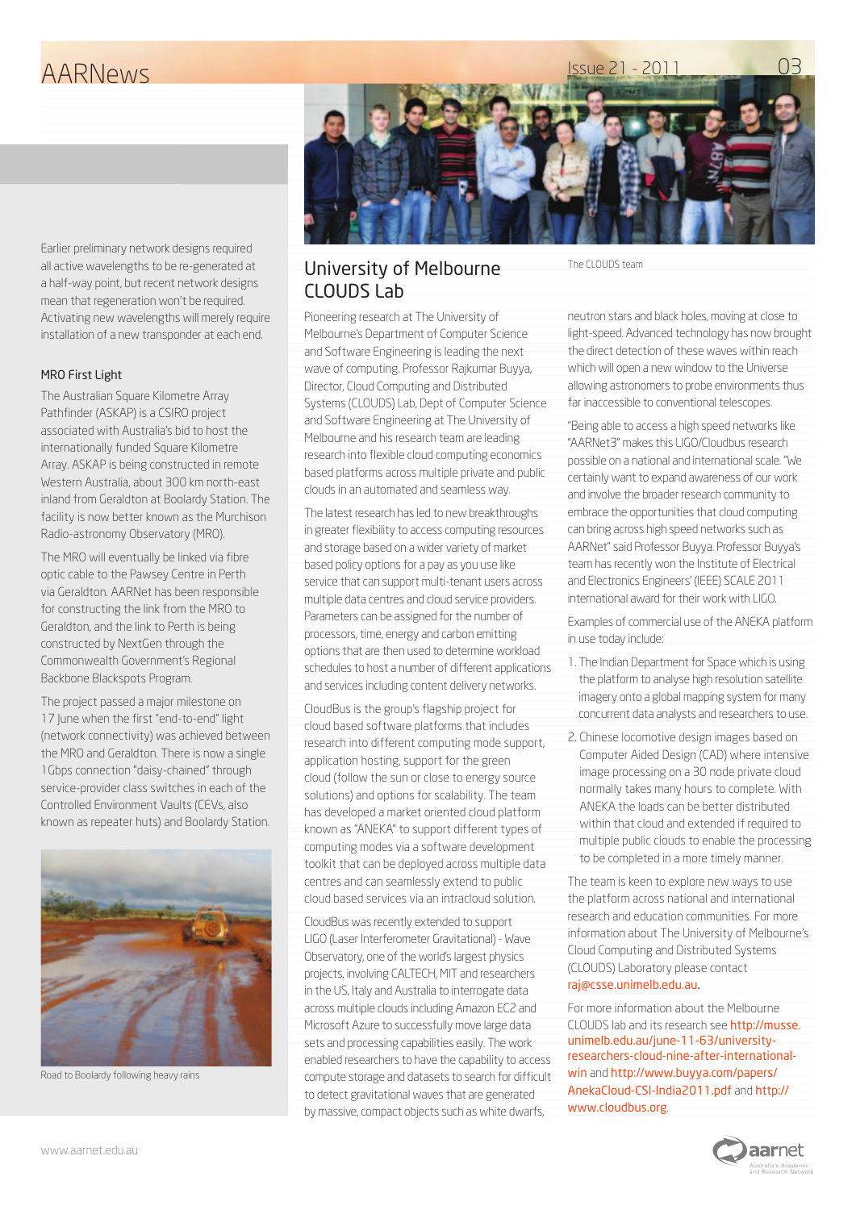Earlier preliminary network designs required all active wavelengths to be re-generated at a half-way point, but recent network designs mean that regeneration won't be required. Activating new wavelengths will merely require installation of a new transponder at each end.

### MRO First Light

The Australian Square Kilometre Array Pathfinder (ASKAP) is a CSIRO project associated with Australia's bid to host the internationally funded Square Kilometre Array. ASKAP is being constructed in remote Western Australia, about 300 km north-east inland from Geraldton at Boolardy Station. The facility is now better known as the Murchison Radio-astronomy Observatory (MRO).

The MRO will eventually be linked via fibre optic cable to the Pawsey Centre in Perth via Geraldton. AARNet has been responsible for constructing the link from the MRO to Geraldton, and the link to Perth is being constructed by NextGen through the Commonwealth Government's Regional Backbone Blackspots Program.

The project passed a major milestone on 17 June when the first "end-to-end" light (network connectivity) was achieved between the MRO and Geraldton. There is now a single 1Gbps connection "daisy-chained" through service-provider class switches in each of the Controlled Environment Vaults (CEVs, also known as repeater huts) and Boolardy Station.

Road to Boolardy following heavy rains

## University of Melbourne CLOUDS Lab

The CLOUDS team

Pioneering research at The University of Melbourne's Department of Computer Science and Software Engineering is leading the next wave of computing. Professor Rajkumar Buyya, Director, Cloud Computing and Distributed Systems (CLOUDS) Lab, Dept of Computer Science and Software Engineering at The University of Melbourne and his research team are leading research into flexible cloud computing economics based platforms across multiple private and public clouds in an automated and seamless way.

The latest research has led to new breakthroughs in greater flexibility to access computing resources and storage based on a wider variety of market based policy options for a pay as you use like service that can support multi-tenant users across multiple data centres and cloud service providers. Parameters can be assigned for the number of processors, time, energy and carbon emitting options that are then used to determine workload schedules to host a number of different applications and services including content delivery networks.

CloudBus is the group's flagship project for cloud based software platforms that includes research into different computing mode support, application hosting, support for the green cloud (follow the sun or close to energy source solutions) and options for scalability. The team has developed a market oriented cloud platform known as "ANEKA" to support different types of computing modes via a software development toolkit that can be deployed across multiple data centres and can seamlessly extend to public cloud based services via an intracloud solution.

CloudBus was recently extended to support LIGO (Laser Interferometer Gravitational) - Wave Observatory, one of the world's largest physics projects, involving CALTECH, MIT and researchers in the US, Italy and Australia to interrogate data across multiple clouds including Amazon EC2 and Microsoft Azure to successfully move large data sets and processing capabilities easily. The work enabled researchers to have the capability to access compute storage and datasets to search for difficult to detect gravitational waves that are generated by massive, compact objects such as white dwarfs, neutron stars and black holes, moving at close to light-speed. Advanced technology has now brought the direct detection of these waves within reach which will open a new window to the Universe allowing astronomers to probe environments thus far inaccessible to conventional telescopes.

"Being able to access a high speed networks like "AARNet3" makes this LIGO/Cloudbus research possible on a national and international scale. "We certainly want to expand awareness of our work and involve the broader research community to embrace the opportunities that cloud computing can bring across high speed networks such as AARNet" said Professor Buyya. Professor Buyya's team has recently won the Institute of Electrical and Electronics Engineers' (IEEE) SCALE 2011 international award for their work with LIGO.

Examples of commercial use of the ANEKA platform in use today include:

1. The Indian Department for Space which is using the platform to analyse high resolution satellite imagery onto a global mapping system for many concurrent data analysts and researchers to use.
2. Chinese locomotive design images based on Computer Aided Design (CAD) where intensive image processing on a 30 node private cloud normally takes many hours to complete. With ANEKA the loads can be better distributed within that cloud and extended if required to multiple public clouds to enable the processing to be completed in a more timely manner.

The team is keen to explore new ways to use the platform across national and international research and education communities. For more information about The University of Melbourne's Cloud Computing and Distributed Systems (CLOUDS) Laboratory please contact raj@csse.unimelb.edu.au.

For more information about the Melbourne CLOUDS lab and its research see http://musse.unimelb.edu.au/june-11-63/university-researchers-cloud-nine-after-international-win and http://www.buyya.com/papers/AnekaCloud-CSI-India2011.pdf and http://www.cloudbus.org.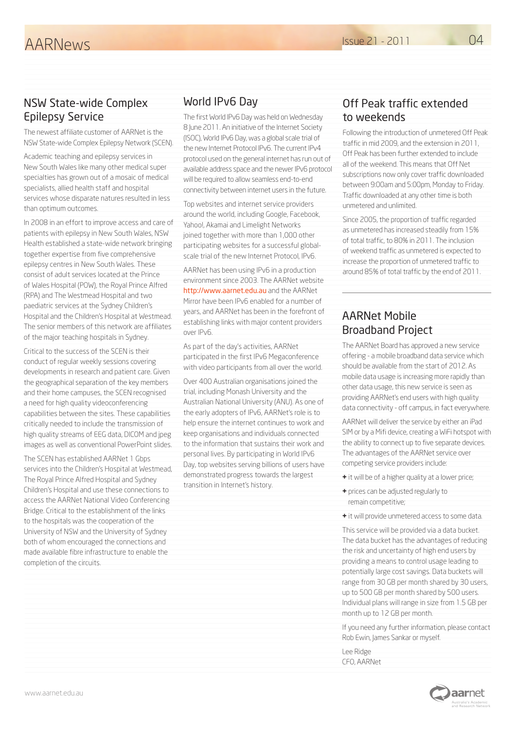## NSW State-wide Complex Epilepsy Service

The newest affiliate customer of AARNet is the NSW State-wide Complex Epilepsy Network (SCEN).

Academic teaching and epilepsy services in New South Wales like many other medical super specialties has grown out of a mosaic of medical specialists, allied health staff and hospital services whose disparate natures resulted in less than optimum outcomes.

In 2008 in an effort to improve access and care of patients with epilepsy in New South Wales, NSW Health established a state-wide network bringing together expertise from five comprehensive epilepsy centres in New South Wales. These consist of adult services located at the Prince of Wales Hospital (POW), the Royal Prince Alfred (RPA) and The Westmead Hospital and two paediatric services at the Sydney Children's Hospital and the Children's Hospital at Westmead. The senior members of this network are affiliates of the major teaching hospitals in Sydney.

Critical to the success of the SCEN is their conduct of regular weekly sessions covering developments in research and patient care. Given the geographical separation of the key members and their home campuses, the SCEN recognised a need for high quality videoconferencing capabilities between the sites. These capabilities critically needed to include the transmission of high quality streams of EEG data, DICOM and jpeg images as well as conventional PowerPoint slides.

The SCEN has established AARNet 1 Gbps services into the Children's Hospital at Westmead, The Royal Prince Alfred Hospital and Sydney Children's Hospital and use these connections to access the AARNet National Video Conferencing Bridge. Critical to the establishment of the links to the hospitals was the cooperation of the University of NSW and the University of Sydney both of whom encouraged the connections and made available fibre infrastructure to enable the completion of the circuits.

## World IPv6 Day

The first World IPv6 Day was held on Wednesday 8 June 2011. An initiative of the Internet Society (ISOC), World IPv6 Day, was a global scale trial of the new Internet Protocol IPv6. The current IPv4 protocol used on the general internet has run out of available address space and the newer IPv6 protocol will be required to allow seamless end-to-end connectivity between internet users in the future.

Top websites and internet service providers around the world, including Google, Facebook, Yahoo!, Akamai and Limelight Networks joined together with more than 1,000 other participating websites for a successful global-scale trial of the new Internet Protocol, IPv6.

AARNet has been using IPv6 in a production environment since 2003. The AARNet website http://www.aarnet.edu.au and the AARNet Mirror have been IPv6 enabled for a number of years, and AARNet has been in the forefront of establishing links with major content providers over IPv6.

As part of the day's activities, AARNet participated in the first IPv6 Megaconference with video participants from all over the world.

Over 400 Australian organisations joined the trial, including Monash University and the Australian National University (ANU). As one of the early adopters of IPv6, AARNet's role is to help ensure the internet continues to work and keep organisations and individuals connected to the information that sustains their work and personal lives. By participating in World IPv6 Day, top websites serving billions of users have demonstrated progress towards the largest transition in Internet's history.

## Off Peak traffic extended to weekends

Following the introduction of unmetered Off Peak traffic in mid 2009, and the extension in 2011, Off Peak has been further extended to include all of the weekend. This means that Off Net subscriptions now only cover traffic downloaded between 9:00am and 5:00pm, Monday to Friday. Traffic downloaded at any other time is both unmetered and unlimited.

Since 2005, the proportion of traffic regarded as unmetered has increased steadily from 15% of total traffic, to 80% in 2011. The inclusion of weekend traffic as unmetered is expected to increase the proportion of unmetered traffic to around 85% of total traffic by the end of 2011.

## AARNet Mobile Broadband Project

The AARNet Board has approved a new service offering - a mobile broadband data service which should be available from the start of 2012. As mobile data usage is increasing more rapidly than other data usage, this new service is seen as providing AARNet's end users with high quality data connectivity - off campus, in fact everywhere.

AARNet will deliver the service by either an iPad SIM or by a Mifi device, creating a WiFi hotspot with the ability to connect up to five separate devices. The advantages of the AARNet service over competing service providers include:

+ it will be of a higher quality at a lower price;
+ prices can be adjusted regularly to remain competitive;
+ it will provide unmetered access to some data.

This service will be provided via a data bucket. The data bucket has the advantages of reducing the risk and uncertainty of high end users by providing a means to control usage leading to potentially large cost savings. Data buckets will range from 30 GB per month shared by 30 users, up to 500 GB per month shared by 500 users. Individual plans will range in size from 1.5 GB per month up to 12 GB per month.

If you need any further information, please contact Rob Ewin, James Sankar or myself.

Lee Ridge
CFO, AARNet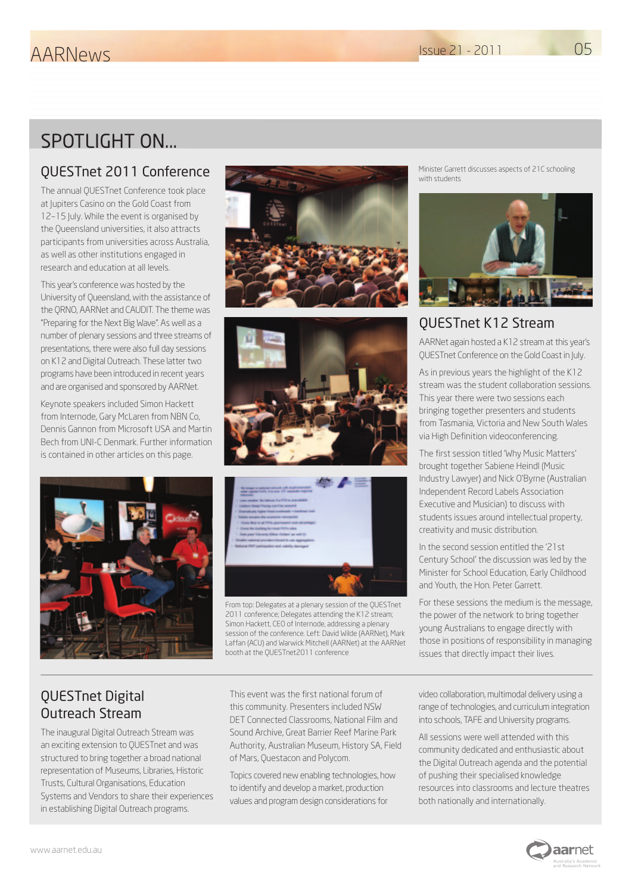# SPOTLIGHT ON...

## QUESTnet 2011 Conference

The annual QUESTnet Conference took place at Jupiters Casino on the Gold Coast from 12–15 July. While the event is organised by the Queensland universities, it also attracts participants from universities across Australia, as well as other institutions engaged in research and education at all levels.

This year's conference was hosted by the University of Queensland, with the assistance of the QRNO, AARNet and CAUDIT. The theme was "Preparing for the Next Big Wave". As well as a number of plenary sessions and three streams of presentations, there were also full day sessions on K12 and Digital Outreach. These latter two programs have been introduced in recent years and are organised and sponsored by AARNet.

Keynote speakers included Simon Hackett from Internode, Gary McLaren from NBN Co, Dennis Gannon from Microsoft USA and Martin Bech from UNI-C Denmark. Further information is contained in other articles on this page.

From top: Delegates at a plenary session of the QUESTnet 2011 conference; Delegates attending the K12 stream; Simon Hackett, CEO of Internode, addressing a plenary session of the conference. Left: David Wilde (AARNet), Mark Laffan (ACU) and Warwick Mitchell (AARNet) at the AARNet booth at the QUESTnet2011 conference

Minister Garrett discusses aspects of 21C schooling with students

## QUESTnet K12 Stream

AARNet again hosted a K12 stream at this year's QUESTnet Conference on the Gold Coast in July.

As in previous years the highlight of the K12 stream was the student collaboration sessions. This year there were two sessions each bringing together presenters and students from Tasmania, Victoria and New South Wales via High Definition videoconferencing.

The first session titled 'Why Music Matters' brought together Sabiene Heindl (Music Industry Lawyer) and Nick O'Byrne (Australian Independent Record Labels Association Executive and Musician) to discuss with students issues around intellectual property, creativity and music distribution.

In the second session entitled the '21st Century School' the discussion was led by the Minister for School Education, Early Childhood and Youth, the Hon. Peter Garrett.

For these sessions the medium is the message, the power of the network to bring together young Australians to engage directly with those in positions of responsibility in managing issues that directly impact their lives.

## QUESTnet Digital Outreach Stream

The inaugural Digital Outreach Stream was an exciting extension to QUESTnet and was structured to bring together a broad national representation of Museums, Libraries, Historic Trusts, Cultural Organisations, Education Systems and Vendors to share their experiences in establishing Digital Outreach programs.

This event was the first national forum of this community. Presenters included NSW DET Connected Classrooms, National Film and Sound Archive, Great Barrier Reef Marine Park Authority, Australian Museum, History SA, Field of Mars, Questacon and Polycom.

Topics covered new enabling technologies, how to identify and develop a market, production values and program design considerations for video collaboration, multimodal delivery using a range of technologies, and curriculum integration into schools, TAFE and University programs.

All sessions were well attended with this community dedicated and enthusiastic about the Digital Outreach agenda and the potential of pushing their specialised knowledge resources into classrooms and lecture theatres both nationally and internationally.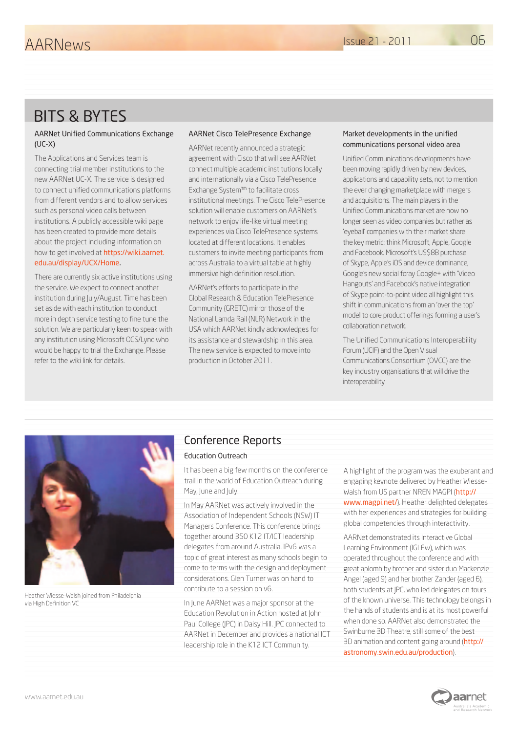# BITS & BYTES

### AARNet Unified Communications Exchange (UC-X)

The Applications and Services team is connecting trial member institutions to the new AARNet UC-X. The service is designed to connect unified communications platforms from different vendors and to allow services such as personal video calls between institutions. A publicly accessible wiki page has been created to provide more details about the project including information on how to get involved at https://wiki.aarnet.edu.au/display/UCX/Home.

There are currently six active institutions using the service. We expect to connect another institution during July/August. Time has been set aside with each institution to conduct more in depth service testing to fine tune the solution. We are particularly keen to speak with any institution using Microsoft OCS/Lync who would be happy to trial the Exchange. Please refer to the wiki link for details.

### AARNet Cisco TelePresence Exchange

AARNet recently announced a strategic agreement with Cisco that will see AARNet connect multiple academic institutions locally and internationally via a Cisco TelePresence Exchange System™ to facilitate cross institutional meetings. The Cisco TelePresence solution will enable customers on AARNet's network to enjoy life-like virtual meeting experiences via Cisco TelePresence systems located at different locations. It enables customers to invite meeting participants from across Australia to a virtual table at highly immersive high definition resolution.

AARNet's efforts to participate in the Global Research & Education TelePresence Community (GRETC) mirror those of the National Lamda Rail (NLR) Network in the USA which AARNet kindly acknowledges for its assistance and stewardship in this area. The new service is expected to move into production in October 2011.

### Market developments in the unified communications personal video area

Unified Communications developments have been moving rapidly driven by new devices, applications and capability sets, not to mention the ever changing marketplace with mergers and acquisitions. The main players in the Unified Communications market are now no longer seen as video companies but rather as 'eyeball' companies with their market share the key metric: think Microsoft, Apple, Google and Facebook. Microsoft's US$8B purchase of Skype, Apple's iOS and device dominance, Google's new social foray Google+ with 'Video Hangouts' and Facebook's native integration of Skype point-to-point video all highlight this shift in communications from an 'over the top' model to core product offerings forming a user's collaboration network.

The Unified Communications Interoperability Forum (UCIF) and the Open Visual Communications Consortium (OVCC) are the key industry organisations that will drive the interoperability

---

Heather Wiesse-Walsh joined from Philadelphia via High Definition VC

## Conference Reports

### Education Outreach

It has been a big few months on the conference trail in the world of Education Outreach during May, June and July.

In May AARNet was actively involved in the Association of Independent Schools (NSW) IT Managers Conference. This conference brings together around 350 K12 IT/ICT leadership delegates from around Australia. IPv6 was a topic of great interest as many schools begin to come to terms with the design and deployment considerations. Glen Turner was on hand to contribute to a session on v6.

In June AARNet was a major sponsor at the Education Revolution in Action hosted at John Paul College (JPC) in Daisy Hill. JPC connected to AARNet in December and provides a national ICT leadership role in the K12 ICT Community.

A highlight of the program was the exuberant and engaging keynote delivered by Heather Wiesse-Walsh from US partner NREN MAGPI (http://www.magpi.net/). Heather delighted delegates with her experiences and strategies for building global competencies through interactivity.

AARNet demonstrated its Interactive Global Learning Environment (IGLEw), which was operated throughout the conference and with great aplomb by brother and sister duo Mackenzie Angel (aged 9) and her brother Zander (aged 6), both students at JPC, who led delegates on tours of the known universe. This technology belongs in the hands of students and is at its most powerful when done so. AARNet also demonstrated the Swinburne 3D Theatre, still some of the best 3D animation and content going around (http://astronomy.swin.edu.au/production).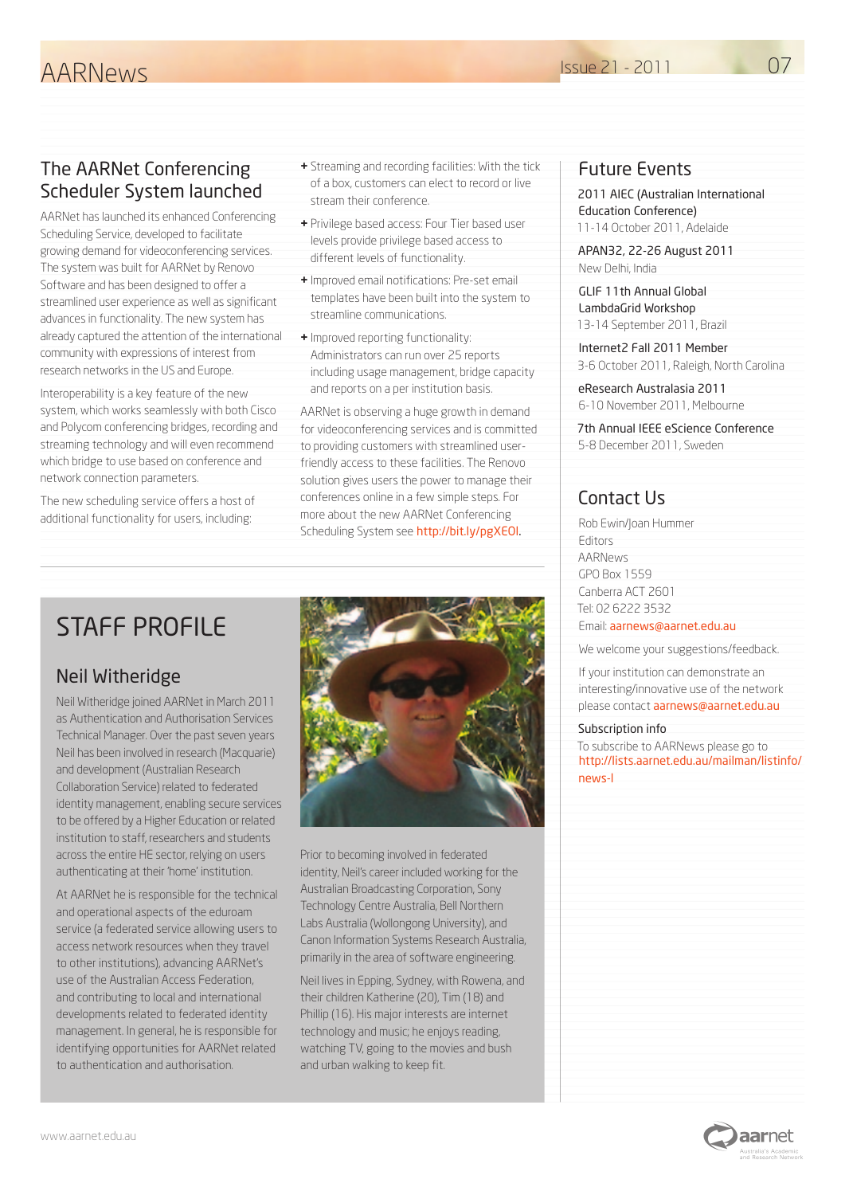## The AARNet Conferencing Scheduler System launched

AARNet has launched its enhanced Conferencing Scheduling Service, developed to facilitate growing demand for videoconferencing services. The system was built for AARNet by Renovo Software and has been designed to offer a streamlined user experience as well as significant advances in functionality. The new system has already captured the attention of the international community with expressions of interest from research networks in the US and Europe.

Interoperability is a key feature of the new system, which works seamlessly with both Cisco and Polycom conferencing bridges, recording and streaming technology and will even recommend which bridge to use based on conference and network connection parameters.

The new scheduling service offers a host of additional functionality for users, including:

+ Streaming and recording facilities: With the tick of a box, customers can elect to record or live stream their conference.
+ Privilege based access: Four Tier based user levels provide privilege based access to different levels of functionality.
+ Improved email notifications: Pre-set email templates have been built into the system to streamline communications.
+ Improved reporting functionality: Administrators can run over 25 reports including usage management, bridge capacity and reports on a per institution basis.

AARNet is observing a huge growth in demand for videoconferencing services and is committed to providing customers with streamlined user-friendly access to these facilities. The Renovo solution gives users the power to manage their conferences online in a few simple steps. For more about the new AARNet Conferencing Scheduling System see http://bit.ly/pgXEOI.

# STAFF PROFILE

## Neil Witheridge

Neil Witheridge joined AARNet in March 2011 as Authentication and Authorisation Services Technical Manager. Over the past seven years Neil has been involved in research (Macquarie) and development (Australian Research Collaboration Service) related to federated identity management, enabling secure services to be offered by a Higher Education or related institution to staff, researchers and students across the entire HE sector, relying on users authenticating at their 'home' institution.

At AARNet he is responsible for the technical and operational aspects of the eduroam service (a federated service allowing users to access network resources when they travel to other institutions), advancing AARNet's use of the Australian Access Federation, and contributing to local and international developments related to federated identity management. In general, he is responsible for identifying opportunities for AARNet related to authentication and authorisation.

Prior to becoming involved in federated identity, Neil's career included working for the Australian Broadcasting Corporation, Sony Technology Centre Australia, Bell Northern Labs Australia (Wollongong University), and Canon Information Systems Research Australia, primarily in the area of software engineering.

Neil lives in Epping, Sydney, with Rowena, and their children Katherine (20), Tim (18) and Phillip (16). His major interests are internet technology and music; he enjoys reading, watching TV, going to the movies and bush and urban walking to keep fit.

## Future Events

2011 AIEC (Australian International Education Conference)
11-14 October 2011, Adelaide

APAN32, 22-26 August 2011
New Delhi, India

GLIF 11th Annual Global LambdaGrid Workshop
13-14 September 2011, Brazil

Internet2 Fall 2011 Member
3-6 October 2011, Raleigh, North Carolina

eResearch Australasia 2011
6-10 November 2011, Melbourne

7th Annual IEEE eScience Conference
5-8 December 2011, Sweden

## Contact Us

Rob Ewin/Joan Hummer
Editors
AARNews
GPO Box 1559
Canberra ACT 2601
Tel: 02 6222 3532
Email: aarnews@aarnet.edu.au

We welcome your suggestions/feedback.

If your institution can demonstrate an interesting/innovative use of the network please contact aarnews@aarnet.edu.au

**Subscription info**

To subscribe to AARNews please go to http://lists.aarnet.edu.au/mailman/listinfo/news-l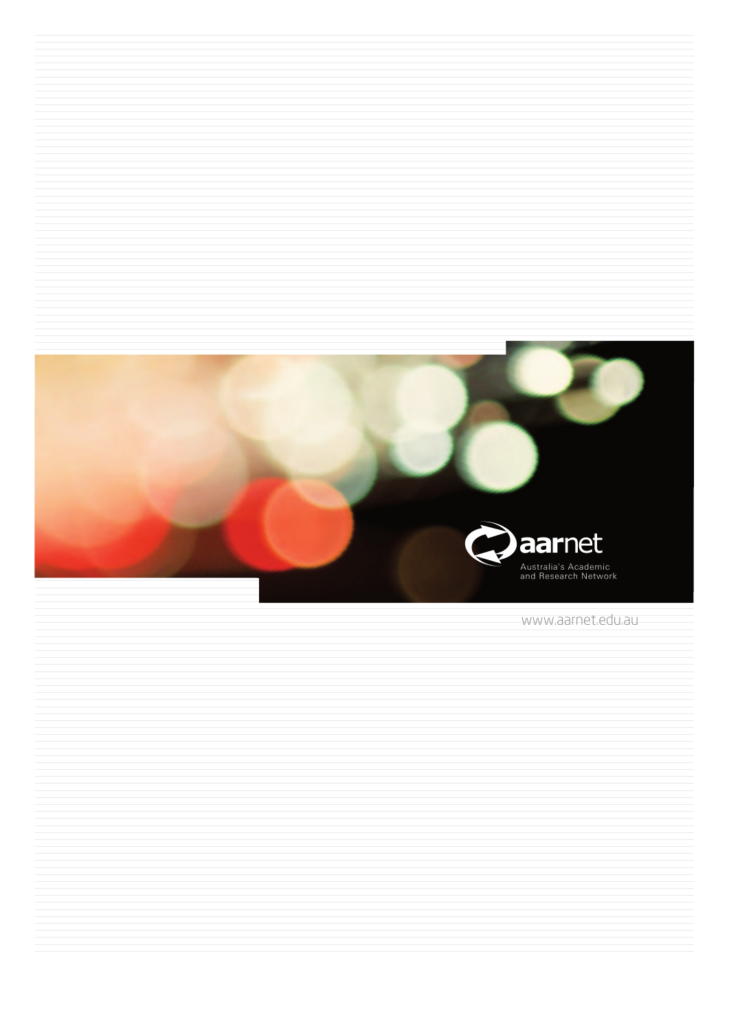aarnet

Australia's Academic and Research Network

www.aarnet.edu.au